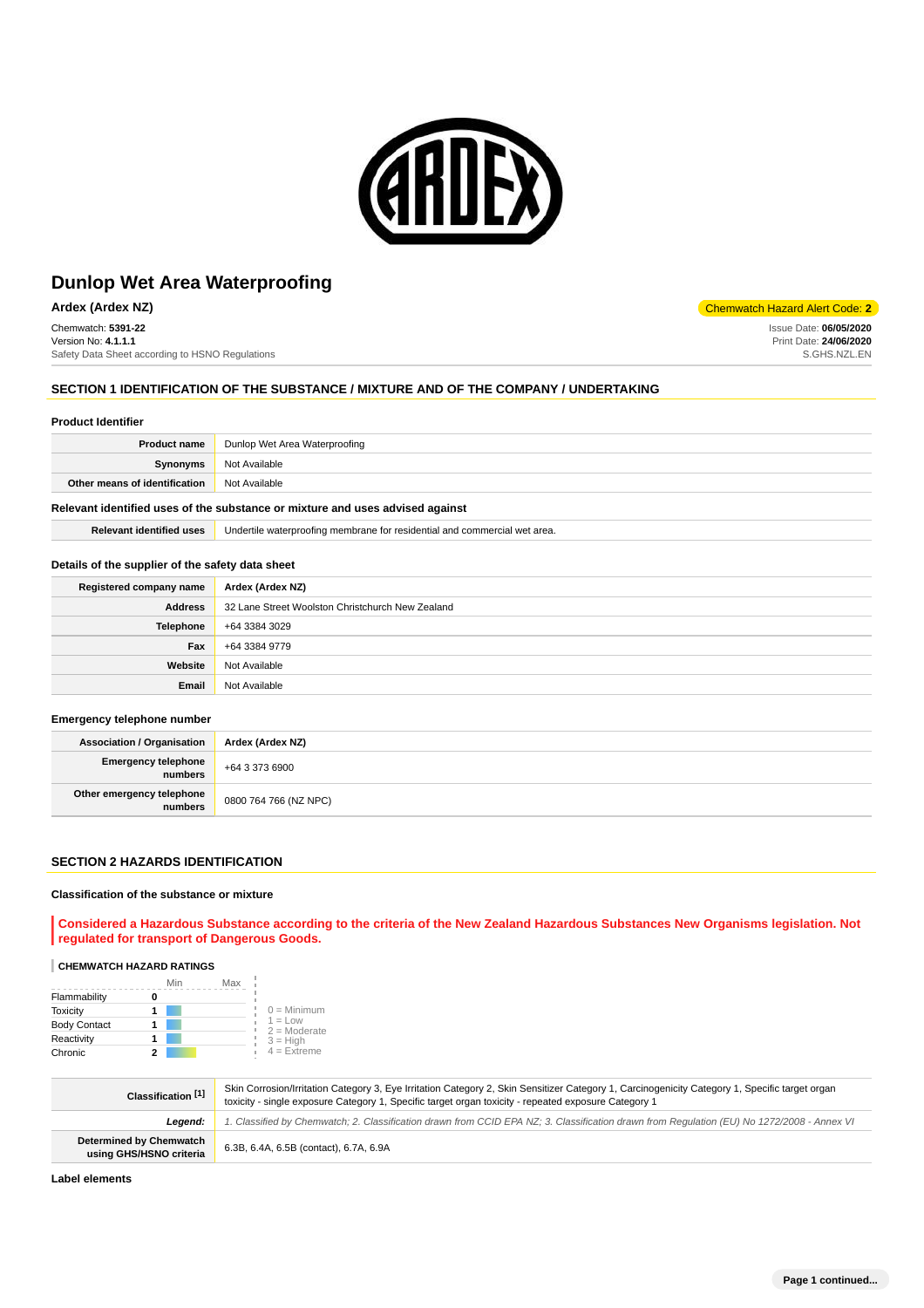# Dunlop Wet Area Waterproofing

**Ardex (Ardex NZ)**

Chemwatch Hazard Alert Code: **2**

Chemwatch: **5391-22**
Version No: **4.1.1.1**
Safety Data Sheet according to HSNO Regulations

Issue Date: **06/05/2020**
Print Date: **24/06/2020**
S.GHS.NZL.EN

## SECTION 1 IDENTIFICATION OF THE SUBSTANCE / MIXTURE AND OF THE COMPANY / UNDERTAKING

### Product Identifier

| | |
|---|---|
| **Product name** | Dunlop Wet Area Waterproofing |
| **Synonyms** | Not Available |
| **Other means of identification** | Not Available |

### Relevant identified uses of the substance or mixture and uses advised against

| | |
|---|---|
| **Relevant identified uses** | Undertile waterproofing membrane for residential and commercial wet area. |

### Details of the supplier of the safety data sheet

| | |
|---|---|
| **Registered company name** | **Ardex (Ardex NZ)** |
| **Address** | 32 Lane Street Woolston Christchurch New Zealand |
| **Telephone** | +64 3384 3029 |
| **Fax** | +64 3384 9779 |
| **Website** | Not Available |
| **Email** | Not Available |

### Emergency telephone number

| | |
|---|---|
| **Association / Organisation** | **Ardex (Ardex NZ)** |
| **Emergency telephone numbers** | +64 3 373 6900 |
| **Other emergency telephone numbers** | 0800 764 766 (NZ NPC) |

## SECTION 2 HAZARDS IDENTIFICATION

### Classification of the substance or mixture

**Considered a Hazardous Substance according to the criteria of the New Zealand Hazardous Substances New Organisms legislation. Not regulated for transport of Dangerous Goods.**

**CHEMWATCH HAZARD RATINGS**

| | Rating |
|---|---|
| Flammability | 0 |
| Toxicity | 1 |
| Body Contact | 1 |
| Reactivity | 1 |
| Chronic | 2 |

0 = Minimum
1 = Low
2 = Moderate
3 = High
4 = Extreme

| | |
|---|---|
| **Classification [1]** | Skin Corrosion/Irritation Category 3, Eye Irritation Category 2, Skin Sensitizer Category 1, Carcinogenicity Category 1, Specific target organ toxicity - single exposure Category 1, Specific target organ toxicity - repeated exposure Category 1 |
| ***Legend:*** | *1. Classified by Chemwatch; 2. Classification drawn from CCID EPA NZ; 3. Classification drawn from Regulation (EU) No 1272/2008 - Annex VI* |
| **Determined by Chemwatch using GHS/HSNO criteria** | 6.3B, 6.4A, 6.5B (contact), 6.7A, 6.9A |

### Label elements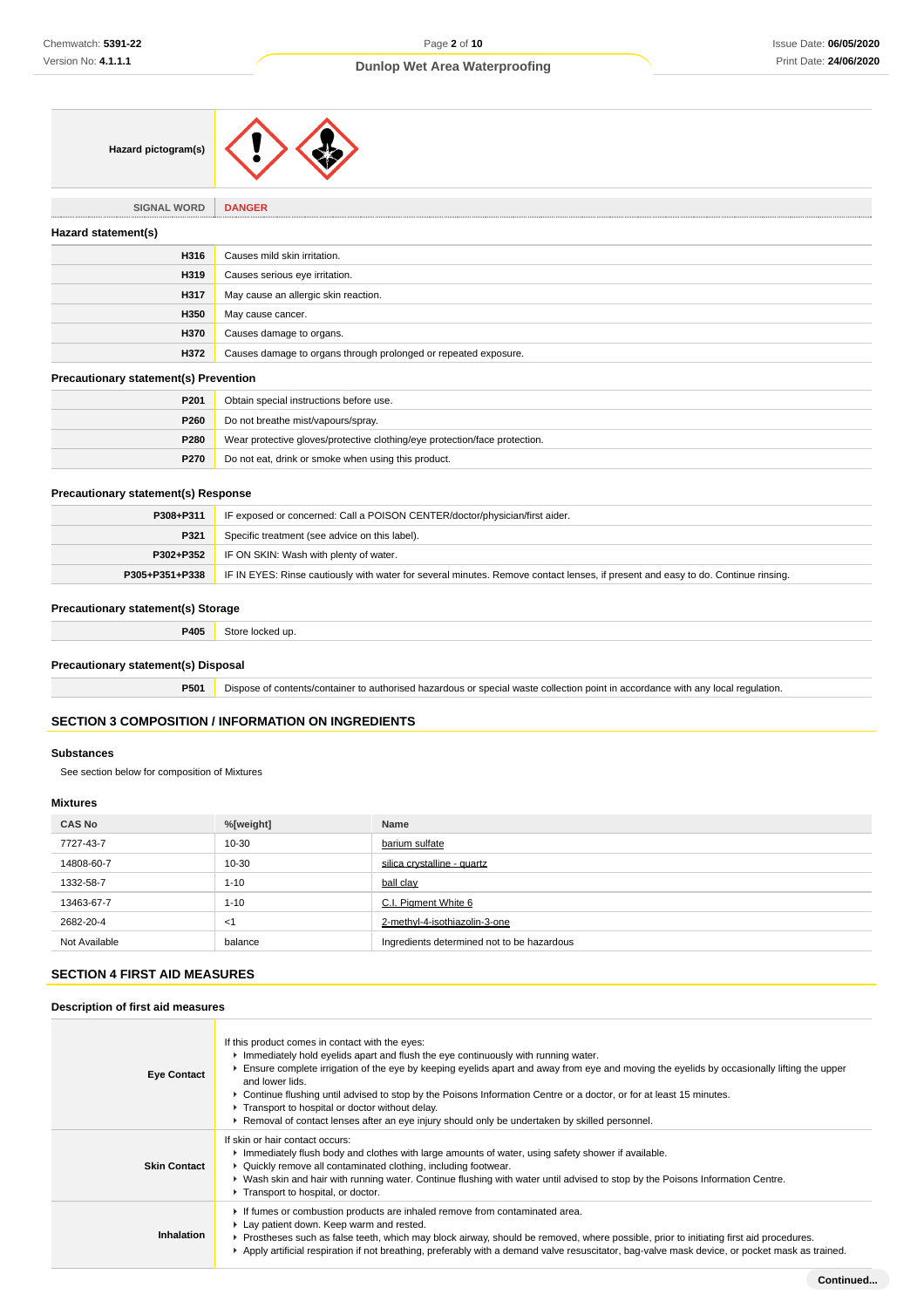| Hazard pictogram(s) | |
|---|---|

| SIGNAL WORD | DANGER |
|---|---|

### Hazard statement(s)

| | |
|---|---|
| H316 | Causes mild skin irritation. |
| H319 | Causes serious eye irritation. |
| H317 | May cause an allergic skin reaction. |
| H350 | May cause cancer. |
| H370 | Causes damage to organs. |
| H372 | Causes damage to organs through prolonged or repeated exposure. |

### Precautionary statement(s) Prevention

| | |
|---|---|
| P201 | Obtain special instructions before use. |
| P260 | Do not breathe mist/vapours/spray. |
| P280 | Wear protective gloves/protective clothing/eye protection/face protection. |
| P270 | Do not eat, drink or smoke when using this product. |

### Precautionary statement(s) Response

| | |
|---|---|
| P308+P311 | IF exposed or concerned: Call a POISON CENTER/doctor/physician/first aider. |
| P321 | Specific treatment (see advice on this label). |
| P302+P352 | IF ON SKIN: Wash with plenty of water. |
| P305+P351+P338 | IF IN EYES: Rinse cautiously with water for several minutes. Remove contact lenses, if present and easy to do. Continue rinsing. |

### Precautionary statement(s) Storage

| | |
|---|---|
| P405 | Store locked up. |

### Precautionary statement(s) Disposal

| | |
|---|---|
| P501 | Dispose of contents/container to authorised hazardous or special waste collection point in accordance with any local regulation. |

## SECTION 3 COMPOSITION / INFORMATION ON INGREDIENTS

### Substances

See section below for composition of Mixtures

### Mixtures

| CAS No | %[weight] | Name |
|---|---|---|
| 7727-43-7 | 10-30 | barium sulfate |
| 14808-60-7 | 10-30 | silica crystalline - quartz |
| 1332-58-7 | 1-10 | ball clay |
| 13463-67-7 | 1-10 | C.I. Pigment White 6 |
| 2682-20-4 | <1 | 2-methyl-4-isothiazolin-3-one |
| Not Available | balance | Ingredients determined not to be hazardous |

## SECTION 4 FIRST AID MEASURES

### Description of first aid measures

| | |
|---|---|
| Eye Contact | If this product comes in contact with the eyes:<br>▸ Immediately hold eyelids apart and flush the eye continuously with running water.<br>▸ Ensure complete irrigation of the eye by keeping eyelids apart and away from eye and moving the eyelids by occasionally lifting the upper and lower lids.<br>▸ Continue flushing until advised to stop by the Poisons Information Centre or a doctor, or for at least 15 minutes.<br>▸ Transport to hospital or doctor without delay.<br>▸ Removal of contact lenses after an eye injury should only be undertaken by skilled personnel. |
| Skin Contact | If skin or hair contact occurs:<br>▸ Immediately flush body and clothes with large amounts of water, using safety shower if available.<br>▸ Quickly remove all contaminated clothing, including footwear.<br>▸ Wash skin and hair with running water. Continue flushing with water until advised to stop by the Poisons Information Centre.<br>▸ Transport to hospital, or doctor. |
| Inhalation | ▸ If fumes or combustion products are inhaled remove from contaminated area.<br>▸ Lay patient down. Keep warm and rested.<br>▸ Prostheses such as false teeth, which may block airway, should be removed, where possible, prior to initiating first aid procedures.<br>▸ Apply artificial respiration if not breathing, preferably with a demand valve resuscitator, bag-valve mask device, or pocket mask as trained. |

Continued...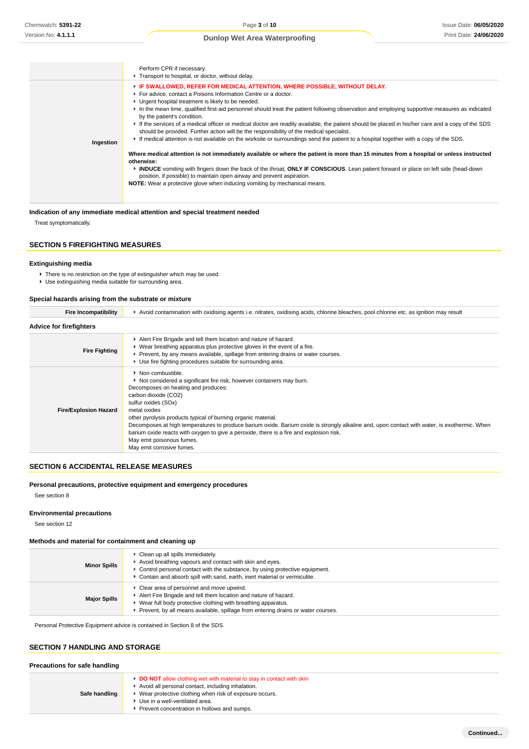| | |
|---|---|
| | Perform CPR if necessary.<br>▸ Transport to hospital, or doctor, without delay. |
| **Ingestion** | ▸ **IF SWALLOWED, REFER FOR MEDICAL ATTENTION, WHERE POSSIBLE, WITHOUT DELAY.**<br>▸ For advice, contact a Poisons Information Centre or a doctor.<br>▸ Urgent hospital treatment is likely to be needed.<br>▸ In the mean time, qualified first-aid personnel should treat the patient following observation and employing supportive measures as indicated by the patient's condition.<br>▸ If the services of a medical officer or medical doctor are readily available, the patient should be placed in his/her care and a copy of the SDS should be provided. Further action will be the responsibility of the medical specialist.<br>▸ If medical attention is not available on the worksite or surroundings send the patient to a hospital together with a copy of the SDS.<br><br>**Where medical attention is not immediately available or where the patient is more than 15 minutes from a hospital or unless instructed otherwise:**<br>▸ **INDUCE** vomiting with fingers down the back of the throat, **ONLY IF CONSCIOUS**. Lean patient forward or place on left side (head-down position, if possible) to maintain open airway and prevent aspiration.<br>**NOTE:** Wear a protective glove when inducing vomiting by mechanical means. |

### Indication of any immediate medical attention and special treatment needed

Treat symptomatically.

## SECTION 5 FIREFIGHTING MEASURES

### Extinguishing media

- There is no restriction on the type of extinguisher which may be used.
- Use extinguishing media suitable for surrounding area.

### Special hazards arising from the substrate or mixture

| | |
|---|---|
| **Fire Incompatibility** | ▸ Avoid contamination with oxidising agents i.e. nitrates, oxidising acids, chlorine bleaches, pool chlorine etc. as ignition may result |

### Advice for firefighters

| | |
|---|---|
| **Fire Fighting** | ▸ Alert Fire Brigade and tell them location and nature of hazard.<br>▸ Wear breathing apparatus plus protective gloves in the event of a fire.<br>▸ Prevent, by any means available, spillage from entering drains or water courses.<br>▸ Use fire fighting procedures suitable for surrounding area. |
| **Fire/Explosion Hazard** | ▸ Non combustible.<br>▸ Not considered a significant fire risk, however containers may burn.<br>Decomposes on heating and produces:<br>carbon dioxide ($CO_2$)<br>sulfur oxides ($SO_x$)<br>metal oxides<br>other pyrolysis products typical of burning organic material.<br>Decomposes at high temperatures to produce barium oxide. Barium oxide is strongly alkaline and, upon contact with water, is exothermic. When barium oxide reacts with oxygen to give a peroxide, there is a fire and explosion risk.<br>May emit poisonous fumes.<br>May emit corrosive fumes. |

## SECTION 6 ACCIDENTAL RELEASE MEASURES

### Personal precautions, protective equipment and emergency procedures

See section 8

### Environmental precautions

See section 12

### Methods and material for containment and cleaning up

| | |
|---|---|
| **Minor Spills** | ▸ Clean up all spills immediately.<br>▸ Avoid breathing vapours and contact with skin and eyes.<br>▸ Control personal contact with the substance, by using protective equipment.<br>▸ Contain and absorb spill with sand, earth, inert material or vermiculite. |
| **Major Spills** | ▸ Clear area of personnel and move upwind.<br>▸ Alert Fire Brigade and tell them location and nature of hazard.<br>▸ Wear full body protective clothing with breathing apparatus.<br>▸ Prevent, by all means available, spillage from entering drains or water courses. |

Personal Protective Equipment advice is contained in Section 8 of the SDS.

## SECTION 7 HANDLING AND STORAGE

### Precautions for safe handling

| | |
|---|---|
| **Safe handling** | ▸ **DO NOT** allow clothing wet with material to stay in contact with skin<br>▸ Avoid all personal contact, including inhalation.<br>▸ Wear protective clothing when risk of exposure occurs.<br>▸ Use in a well-ventilated area.<br>▸ Prevent concentration in hollows and sumps. |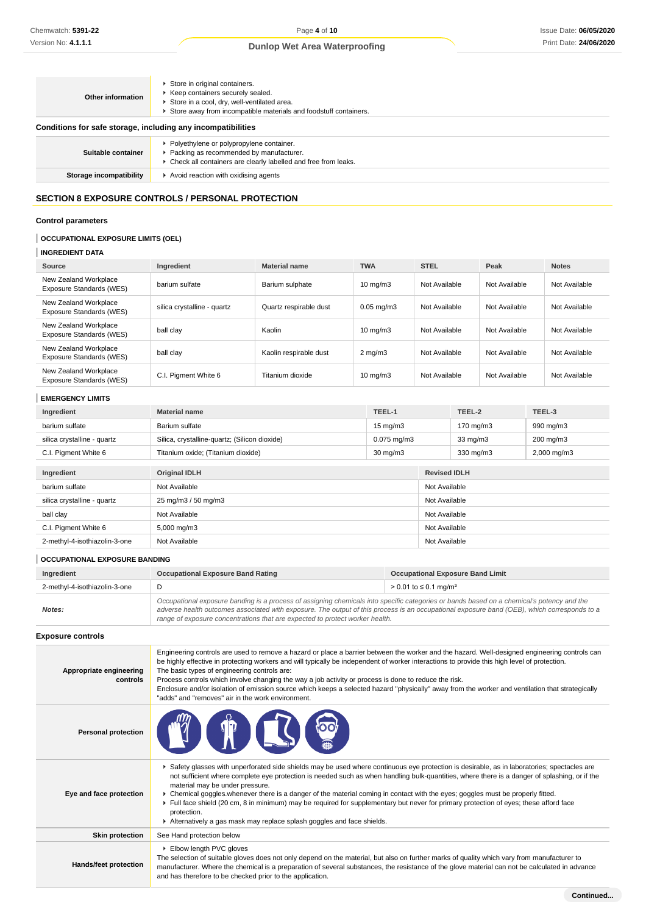| Other information | Store in original containers.<br>Keep containers securely sealed.<br>Store in a cool, dry, well-ventilated area.<br>Store away from incompatible materials and foodstuff containers. |
|---|---|

### Conditions for safe storage, including any incompatibilities

| Suitable container | Polyethylene or polypropylene container.<br>Packing as recommended by manufacturer.<br>Check all containers are clearly labelled and free from leaks. |
|---|---|
| Storage incompatibility | Avoid reaction with oxidising agents |

## SECTION 8 EXPOSURE CONTROLS / PERSONAL PROTECTION

### Control parameters

#### OCCUPATIONAL EXPOSURE LIMITS (OEL)

#### INGREDIENT DATA

| Source | Ingredient | Material name | TWA | STEL | Peak | Notes |
|---|---|---|---|---|---|---|
| New Zealand Workplace Exposure Standards (WES) | barium sulfate | Barium sulphate | 10 mg/m3 | Not Available | Not Available | Not Available |
| New Zealand Workplace Exposure Standards (WES) | silica crystalline - quartz | Quartz respirable dust | 0.05 mg/m3 | Not Available | Not Available | Not Available |
| New Zealand Workplace Exposure Standards (WES) | ball clay | Kaolin | 10 mg/m3 | Not Available | Not Available | Not Available |
| New Zealand Workplace Exposure Standards (WES) | ball clay | Kaolin respirable dust | 2 mg/m3 | Not Available | Not Available | Not Available |
| New Zealand Workplace Exposure Standards (WES) | C.I. Pigment White 6 | Titanium dioxide | 10 mg/m3 | Not Available | Not Available | Not Available |

#### EMERGENCY LIMITS

| Ingredient | Material name | TEEL-1 | TEEL-2 | TEEL-3 |
|---|---|---|---|---|
| barium sulfate | Barium sulfate | 15 mg/m3 | 170 mg/m3 | 990 mg/m3 |
| silica crystalline - quartz | Silica, crystalline-quartz; (Silicon dioxide) | 0.075 mg/m3 | 33 mg/m3 | 200 mg/m3 |
| C.I. Pigment White 6 | Titanium oxide; (Titanium dioxide) | 30 mg/m3 | 330 mg/m3 | 2,000 mg/m3 |

| Ingredient | Original IDLH | Revised IDLH |
|---|---|---|
| barium sulfate | Not Available | Not Available |
| silica crystalline - quartz | 25 mg/m3 / 50 mg/m3 | Not Available |
| ball clay | Not Available | Not Available |
| C.I. Pigment White 6 | 5,000 mg/m3 | Not Available |
| 2-methyl-4-isothiazolin-3-one | Not Available | Not Available |

#### OCCUPATIONAL EXPOSURE BANDING

| Ingredient | Occupational Exposure Band Rating | Occupational Exposure Band Limit |
|---|---|---|
| 2-methyl-4-isothiazolin-3-one | D | > 0.01 to ≤ 0.1 mg/m³ |
| ***Notes:*** | *Occupational exposure banding is a process of assigning chemicals into specific categories or bands based on a chemical's potency and the adverse health outcomes associated with exposure. The output of this process is an occupational exposure band (OEB), which corresponds to a range of exposure concentrations that are expected to protect worker health.* | |

### Exposure controls

| Appropriate engineering controls | Engineering controls are used to remove a hazard or place a barrier between the worker and the hazard. Well-designed engineering controls can be highly effective in protecting workers and will typically be independent of worker interactions to provide this high level of protection.<br>The basic types of engineering controls are:<br>Process controls which involve changing the way a job activity or process is done to reduce the risk.<br>Enclosure and/or isolation of emission source which keeps a selected hazard "physically" away from the worker and ventilation that strategically "adds" and "removes" air in the work environment. |
|---|---|
| Personal protection | |
| Eye and face protection | Safety glasses with unperforated side shields may be used where continuous eye protection is desirable, as in laboratories; spectacles are not sufficient where complete eye protection is needed such as when handling bulk-quantities, where there is a danger of splashing, or if the material may be under pressure.<br>Chemical goggles.whenever there is a danger of the material coming in contact with the eyes; goggles must be properly fitted.<br>Full face shield (20 cm, 8 in minimum) may be required for supplementary but never for primary protection of eyes; these afford face protection.<br>Alternatively a gas mask may replace splash goggles and face shields. |
| Skin protection | See Hand protection below |
| Hands/feet protection | Elbow length PVC gloves<br>The selection of suitable gloves does not only depend on the material, but also on further marks of quality which vary from manufacturer to manufacturer. Where the chemical is a preparation of several substances, the resistance of the glove material can not be calculated in advance and has therefore to be checked prior to the application. |

**Continued...**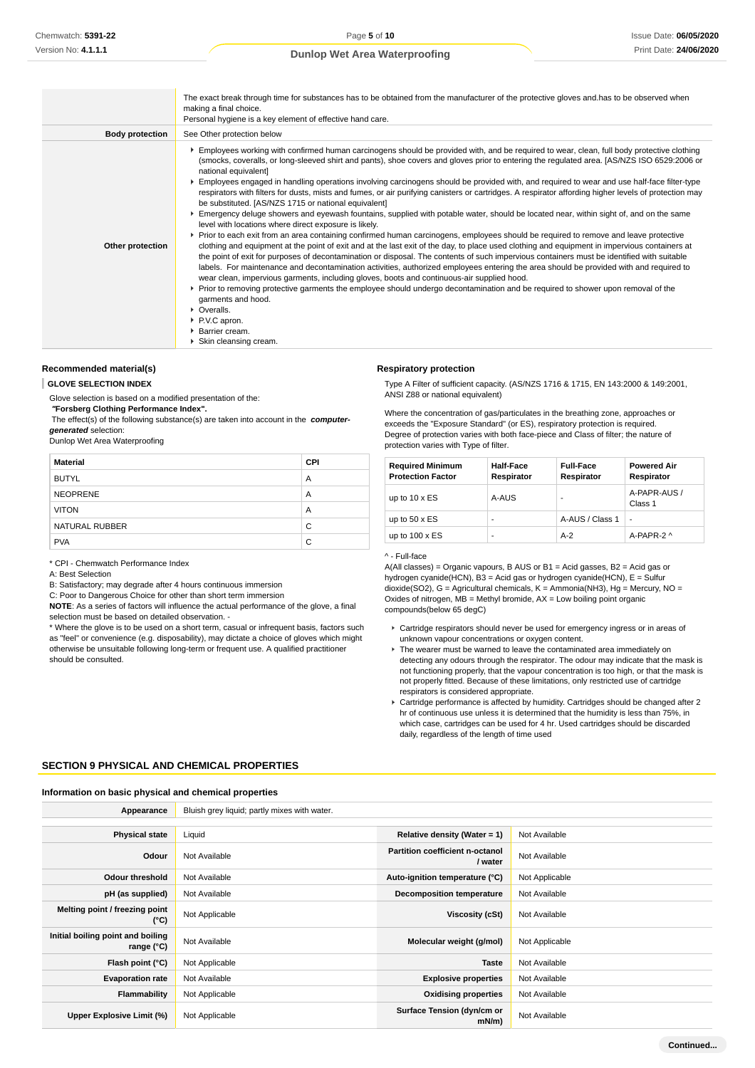| | |
|---|---|
| | The exact break through time for substances has to be obtained from the manufacturer of the protective gloves and.has to be observed when making a final choice.<br>Personal hygiene is a key element of effective hand care. |
| **Body protection** | See Other protection below |
| **Other protection** | ▸ Employees working with confirmed human carcinogens should be provided with, and be required to wear, clean, full body protective clothing (smocks, coveralls, or long-sleeved shirt and pants), shoe covers and gloves prior to entering the regulated area. [AS/NZS ISO 6529:2006 or national equivalent]<br>▸ Employees engaged in handling operations involving carcinogens should be provided with, and required to wear and use half-face filter-type respirators with filters for dusts, mists and fumes, or air purifying canisters or cartridges. A respirator affording higher levels of protection may be substituted. [AS/NZS 1715 or national equivalent]<br>▸ Emergency deluge showers and eyewash fountains, supplied with potable water, should be located near, within sight of, and on the same level with locations where direct exposure is likely.<br>▸ Prior to each exit from an area containing confirmed human carcinogens, employees should be required to remove and leave protective clothing and equipment at the point of exit and at the last exit of the day, to place used clothing and equipment in impervious containers at the point of exit for purposes of decontamination or disposal. The contents of such impervious containers must be identified with suitable labels. For maintenance and decontamination activities, authorized employees entering the area should be provided with and required to wear clean, impervious garments, including gloves, boots and continuous-air supplied hood.<br>▸ Prior to removing protective garments the employee should undergo decontamination and be required to shower upon removal of the garments and hood.<br>▸ Overalls.<br>▸ P.V.C apron.<br>▸ Barrier cream.<br>▸ Skin cleansing cream. |

### Recommended material(s)

**GLOVE SELECTION INDEX**

Glove selection is based on a modified presentation of the:
***"Forsberg Clothing Performance Index".***
The effect(s) of the following substance(s) are taken into account in the ***computer-generated*** selection:
Dunlop Wet Area Waterproofing

| Material | CPI |
|---|---|
| BUTYL | A |
| NEOPRENE | A |
| VITON | A |
| NATURAL RUBBER | C |
| PVA | C |

* CPI - Chemwatch Performance Index
A: Best Selection
B: Satisfactory; may degrade after 4 hours continuous immersion
C: Poor to Dangerous Choice for other than short term immersion
**NOTE**: As a series of factors will influence the actual performance of the glove, a final selection must be based on detailed observation. -
* Where the glove is to be used on a short term, casual or infrequent basis, factors such as "feel" or convenience (e.g. disposability), may dictate a choice of gloves which might otherwise be unsuitable following long-term or frequent use. A qualified practitioner should be consulted.

### Respiratory protection

Type A Filter of sufficient capacity. (AS/NZS 1716 & 1715, EN 143:2000 & 149:2001, ANSI Z88 or national equivalent)

Where the concentration of gas/particulates in the breathing zone, approaches or exceeds the "Exposure Standard" (or ES), respiratory protection is required.
Degree of protection varies with both face-piece and Class of filter; the nature of protection varies with Type of filter.

| Required Minimum Protection Factor | Half-Face Respirator | Full-Face Respirator | Powered Air Respirator |
|---|---|---|---|
| up to 10 x ES | A-AUS | - | A-PAPR-AUS / Class 1 |
| up to 50 x ES | - | A-AUS / Class 1 | - |
| up to 100 x ES | - | A-2 | A-PAPR-2 ^ |

^ - Full-face
A(All classes) = Organic vapours, B AUS or B1 = Acid gasses, B2 = Acid gas or hydrogen cyanide(HCN), B3 = Acid gas or hydrogen cyanide(HCN), E = Sulfur dioxide(SO2), G = Agricultural chemicals, K = Ammonia(NH3), Hg = Mercury, NO = Oxides of nitrogen, MB = Methyl bromide, AX = Low boiling point organic compounds(below 65 degC)

- Cartridge respirators should never be used for emergency ingress or in areas of unknown vapour concentrations or oxygen content.
- The wearer must be warned to leave the contaminated area immediately on detecting any odours through the respirator. The odour may indicate that the mask is not functioning properly, that the vapour concentration is too high, or that the mask is not properly fitted. Because of these limitations, only restricted use of cartridge respirators is considered appropriate.
- Cartridge performance is affected by humidity. Cartridges should be changed after 2 hr of continuous use unless it is determined that the humidity is less than 75%, in which case, cartridges can be used for 4 hr. Used cartridges should be discarded daily, regardless of the length of time used

## SECTION 9 PHYSICAL AND CHEMICAL PROPERTIES

### Information on basic physical and chemical properties

| | | | |
|---|---|---|---|
| **Appearance** | Bluish grey liquid; partly mixes with water. | | |
| **Physical state** | Liquid | **Relative density (Water = 1)** | Not Available |
| **Odour** | Not Available | **Partition coefficient n-octanol / water** | Not Available |
| **Odour threshold** | Not Available | **Auto-ignition temperature (°C)** | Not Applicable |
| **pH (as supplied)** | Not Available | **Decomposition temperature** | Not Available |
| **Melting point / freezing point (°C)** | Not Applicable | **Viscosity (cSt)** | Not Available |
| **Initial boiling point and boiling range (°C)** | Not Available | **Molecular weight (g/mol)** | Not Applicable |
| **Flash point (°C)** | Not Applicable | **Taste** | Not Available |
| **Evaporation rate** | Not Available | **Explosive properties** | Not Available |
| **Flammability** | Not Applicable | **Oxidising properties** | Not Available |
| **Upper Explosive Limit (%)** | Not Applicable | **Surface Tension (dyn/cm or mN/m)** | Not Available |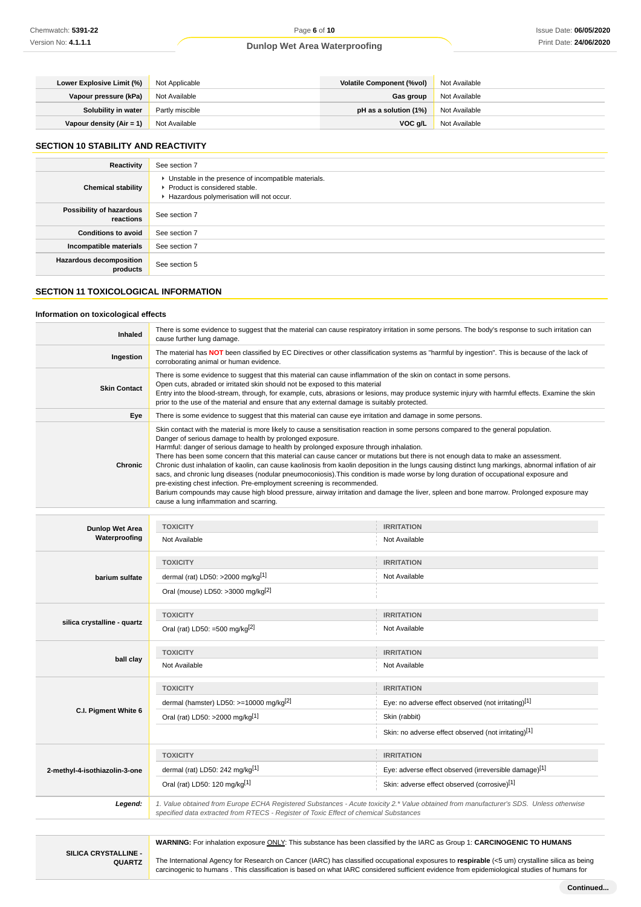| | | | |
|---|---|---|---|
| **Lower Explosive Limit (%)** | Not Applicable | **Volatile Component (%vol)** | Not Available |
| **Vapour pressure (kPa)** | Not Available | **Gas group** | Not Available |
| **Solubility in water** | Partly miscible | **pH as a solution (1%)** | Not Available |
| **Vapour density (Air = 1)** | Not Available | **VOC g/L** | Not Available |

## SECTION 10 STABILITY AND REACTIVITY

| | |
|---|---|
| **Reactivity** | See section 7 |
| **Chemical stability** | ▸ Unstable in the presence of incompatible materials.<br>▸ Product is considered stable.<br>▸ Hazardous polymerisation will not occur. |
| **Possibility of hazardous reactions** | See section 7 |
| **Conditions to avoid** | See section 7 |
| **Incompatible materials** | See section 7 |
| **Hazardous decomposition products** | See section 5 |

## SECTION 11 TOXICOLOGICAL INFORMATION

### Information on toxicological effects

| | |
|---|---|
| **Inhaled** | There is some evidence to suggest that the material can cause respiratory irritation in some persons. The body's response to such irritation can cause further lung damage. |
| **Ingestion** | The material has **NOT** been classified by EC Directives or other classification systems as "harmful by ingestion". This is because of the lack of corroborating animal or human evidence. |
| **Skin Contact** | There is some evidence to suggest that this material can cause inflammation of the skin on contact in some persons.<br>Open cuts, abraded or irritated skin should not be exposed to this material<br>Entry into the blood-stream, through, for example, cuts, abrasions or lesions, may produce systemic injury with harmful effects. Examine the skin prior to the use of the material and ensure that any external damage is suitably protected. |
| **Eye** | There is some evidence to suggest that this material can cause eye irritation and damage in some persons. |
| **Chronic** | Skin contact with the material is more likely to cause a sensitisation reaction in some persons compared to the general population.<br>Danger of serious damage to health by prolonged exposure.<br>Harmful: danger of serious damage to health by prolonged exposure through inhalation.<br>There has been some concern that this material can cause cancer or mutations but there is not enough data to make an assessment.<br>Chronic dust inhalation of kaolin, can cause kaolinosis from kaolin deposition in the lungs causing distinct lung markings, abnormal inflation of air sacs, and chronic lung diseases (nodular pneumoconiosis).This condition is made worse by long duration of occupational exposure and pre-existing chest infection. Pre-employment screening is recommended.<br>Barium compounds may cause high blood pressure, airway irritation and damage the liver, spleen and bone marrow. Prolonged exposure may cause a lung inflammation and scarring. |

| | TOXICITY | IRRITATION |
|---|---|---|
| **Dunlop Wet Area Waterproofing** | Not Available | Not Available |
| **barium sulfate** | dermal (rat) LD50: >2000 mg/kg[1] | Not Available |
| | Oral (mouse) LD50: >3000 mg/kg[2] | |
| **silica crystalline - quartz** | Oral (rat) LD50: =500 mg/kg[2] | Not Available |
| **ball clay** | Not Available | Not Available |
| **C.I. Pigment White 6** | dermal (hamster) LD50: >=10000 mg/kg[2] | Eye: no adverse effect observed (not irritating)[1] |
| | Oral (rat) LD50: >2000 mg/kg[1] | Skin (rabbit) |
| | | Skin: no adverse effect observed (not irritating)[1] |
| **2-methyl-4-isothiazolin-3-one** | dermal (rat) LD50: 242 mg/kg[1] | Eye: adverse effect observed (irreversible damage)[1] |
| | Oral (rat) LD50: 120 mg/kg[1] | Skin: adverse effect observed (corrosive)[1] |
| ***Legend:*** | *1. Value obtained from Europe ECHA Registered Substances - Acute toxicity 2.* Value obtained from manufacturer's SDS. Unless otherwise specified data extracted from RTECS - Register of Toxic Effect of chemical Substances* | |

| | |
|---|---|
| **SILICA CRYSTALLINE - QUARTZ** | **WARNING:** For inhalation exposure ONLY: This substance has been classified by the IARC as Group 1: **CARCINOGENIC TO HUMANS**<br><br>The International Agency for Research on Cancer (IARC) has classified occupational exposures to **respirable** (<5 um) crystalline silica as being carcinogenic to humans . This classification is based on what IARC considered sufficient evidence from epidemiological studies of humans for |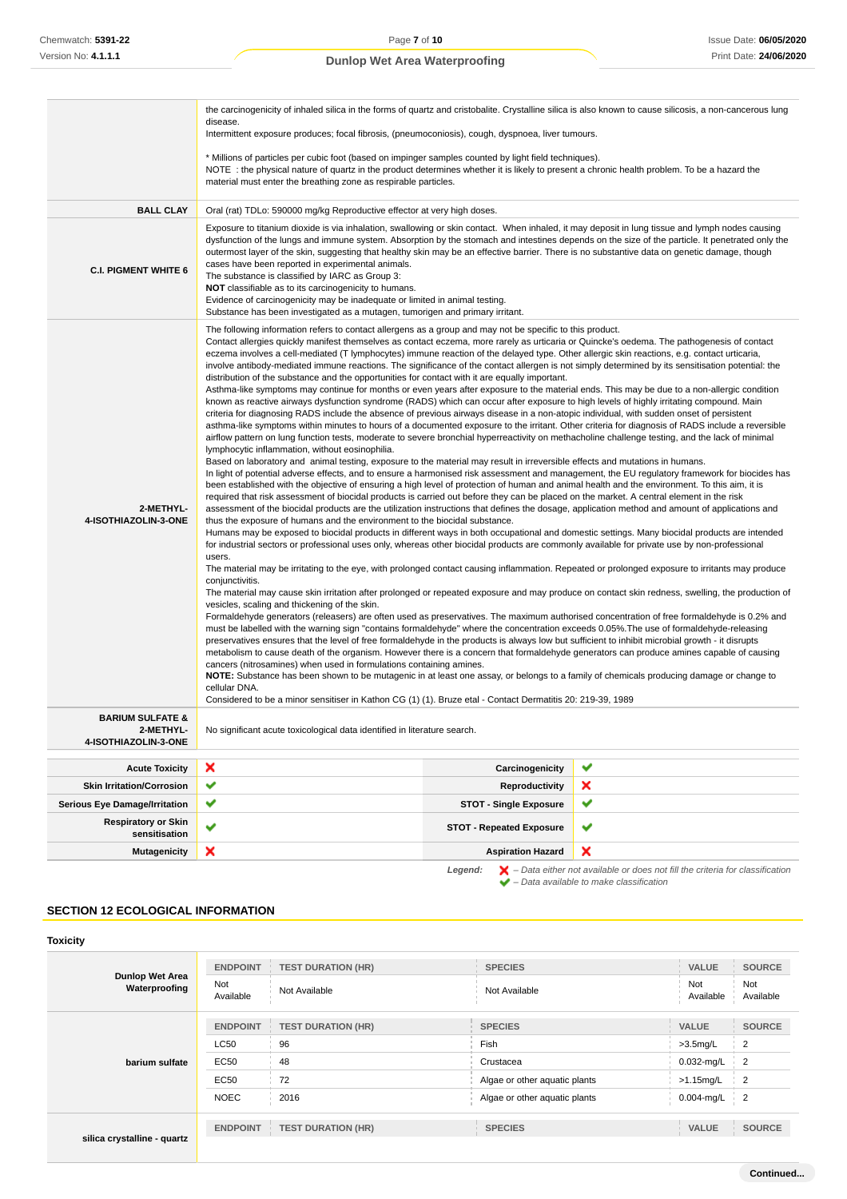| | |
|---|---|
| | the carcinogenicity of inhaled silica in the forms of quartz and cristobalite. Crystalline silica is also known to cause silicosis, a non-cancerous lung disease.<br>Intermittent exposure produces; focal fibrosis, (pneumoconiosis), cough, dyspnoea, liver tumours.<br><br>* Millions of particles per cubic foot (based on impinger samples counted by light field techniques).<br>NOTE : the physical nature of quartz in the product determines whether it is likely to present a chronic health problem. To be a hazard the material must enter the breathing zone as respirable particles. |
| **BALL CLAY** | Oral (rat) TDLo: 590000 mg/kg Reproductive effector at very high doses. |
| **C.I. PIGMENT WHITE 6** | Exposure to titanium dioxide is via inhalation, swallowing or skin contact. When inhaled, it may deposit in lung tissue and lymph nodes causing dysfunction of the lungs and immune system. Absorption by the stomach and intestines depends on the size of the particle. It penetrated only the outermost layer of the skin, suggesting that healthy skin may be an effective barrier. There is no substantive data on genetic damage, though cases have been reported in experimental animals.<br>The substance is classified by IARC as Group 3:<br>**NOT** classifiable as to its carcinogenicity to humans.<br>Evidence of carcinogenicity may be inadequate or limited in animal testing.<br>Substance has been investigated as a mutagen, tumorigen and primary irritant. |
| **2-METHYL-4-ISOTHIAZOLIN-3-ONE** | The following information refers to contact allergens as a group and may not be specific to this product.<br>Contact allergies quickly manifest themselves as contact eczema, more rarely as urticaria or Quincke's oedema. The pathogenesis of contact eczema involves a cell-mediated (T lymphocytes) immune reaction of the delayed type. Other allergic skin reactions, e.g. contact urticaria, involve antibody-mediated immune reactions. The significance of the contact allergen is not simply determined by its sensitisation potential: the distribution of the substance and the opportunities for contact with it are equally important.<br>Asthma-like symptoms may continue for months or even years after exposure to the material ends. This may be due to a non-allergic condition known as reactive airways dysfunction syndrome (RADS) which can occur after exposure to high levels of highly irritating compound. Main criteria for diagnosing RADS include the absence of previous airways disease in a non-atopic individual, with sudden onset of persistent asthma-like symptoms within minutes to hours of a documented exposure to the irritant. Other criteria for diagnosis of RADS include a reversible airflow pattern on lung function tests, moderate to severe bronchial hyperreactivity on methacholine challenge testing, and the lack of minimal lymphocytic inflammation, without eosinophilia.<br>Based on laboratory and animal testing, exposure to the material may result in irreversible effects and mutations in humans.<br>In light of potential adverse effects, and to ensure a harmonised risk assessment and management, the EU regulatory framework for biocides has been established with the objective of ensuring a high level of protection of human and animal health and the environment. To this aim, it is required that risk assessment of biocidal products is carried out before they can be placed on the market. A central element in the risk assessment of the biocidal products are the utilization instructions that defines the dosage, application method and amount of applications and thus the exposure of humans and the environment to the biocidal substance.<br>Humans may be exposed to biocidal products in different ways in both occupational and domestic settings. Many biocidal products are intended for industrial sectors or professional uses only, whereas other biocidal products are commonly available for private use by non-professional users.<br>The material may be irritating to the eye, with prolonged contact causing inflammation. Repeated or prolonged exposure to irritants may produce conjunctivitis.<br>The material may cause skin irritation after prolonged or repeated exposure and may produce on contact skin redness, swelling, the production of vesicles, scaling and thickening of the skin.<br>Formaldehyde generators (releasers) are often used as preservatives. The maximum authorised concentration of free formaldehyde is 0.2% and must be labelled with the warning sign "contains formaldehyde" where the concentration exceeds 0.05%.The use of formaldehyde-releasing preservatives ensures that the level of free formaldehyde in the products is always low but sufficient to inhibit microbial growth - it disrupts metabolism to cause death of the organism. However there is a concern that formaldehyde generators can produce amines capable of causing cancers (nitrosamines) when used in formulations containing amines.<br>**NOTE:** Substance has been shown to be mutagenic in at least one assay, or belongs to a family of chemicals producing damage or change to cellular DNA.<br>Considered to be a minor sensitiser in Kathon CG (1) (1). Bruze etal - Contact Dermatitis 20: 219-39, 1989 |
| **BARIUM SULFATE & 2-METHYL-4-ISOTHIAZOLIN-3-ONE** | No significant acute toxicological data identified in literature search. |

| | | | |
|---|---|---|---|
| **Acute Toxicity** | ✘ | **Carcinogenicity** | ✔ |
| **Skin Irritation/Corrosion** | ✔ | **Reproductivity** | ✘ |
| **Serious Eye Damage/Irritation** | ✔ | **STOT - Single Exposure** | ✔ |
| **Respiratory or Skin sensitisation** | ✔ | **STOT - Repeated Exposure** | ✔ |
| **Mutagenicity** | ✘ | **Aspiration Hazard** | ✘ |

***Legend:*** ✘ *– Data either not available or does not fill the criteria for classification*
✔ *– Data available to make classification*

## SECTION 12 ECOLOGICAL INFORMATION

### Toxicity

**Dunlop Wet Area Waterproofing**

| ENDPOINT | TEST DURATION (HR) | SPECIES | VALUE | SOURCE |
|---|---|---|---|---|
| Not Available | Not Available | Not Available | Not Available | Not Available |

**barium sulfate**

| ENDPOINT | TEST DURATION (HR) | SPECIES | VALUE | SOURCE |
|---|---|---|---|---|
| LC50 | 96 | Fish | >3.5mg/L | 2 |
| EC50 | 48 | Crustacea | 0.032-mg/L | 2 |
| EC50 | 72 | Algae or other aquatic plants | >1.15mg/L | 2 |
| NOEC | 2016 | Algae or other aquatic plants | 0.004-mg/L | 2 |

**silica crystalline - quartz**

| ENDPOINT | TEST DURATION (HR) | SPECIES | VALUE | SOURCE |
|---|---|---|---|---|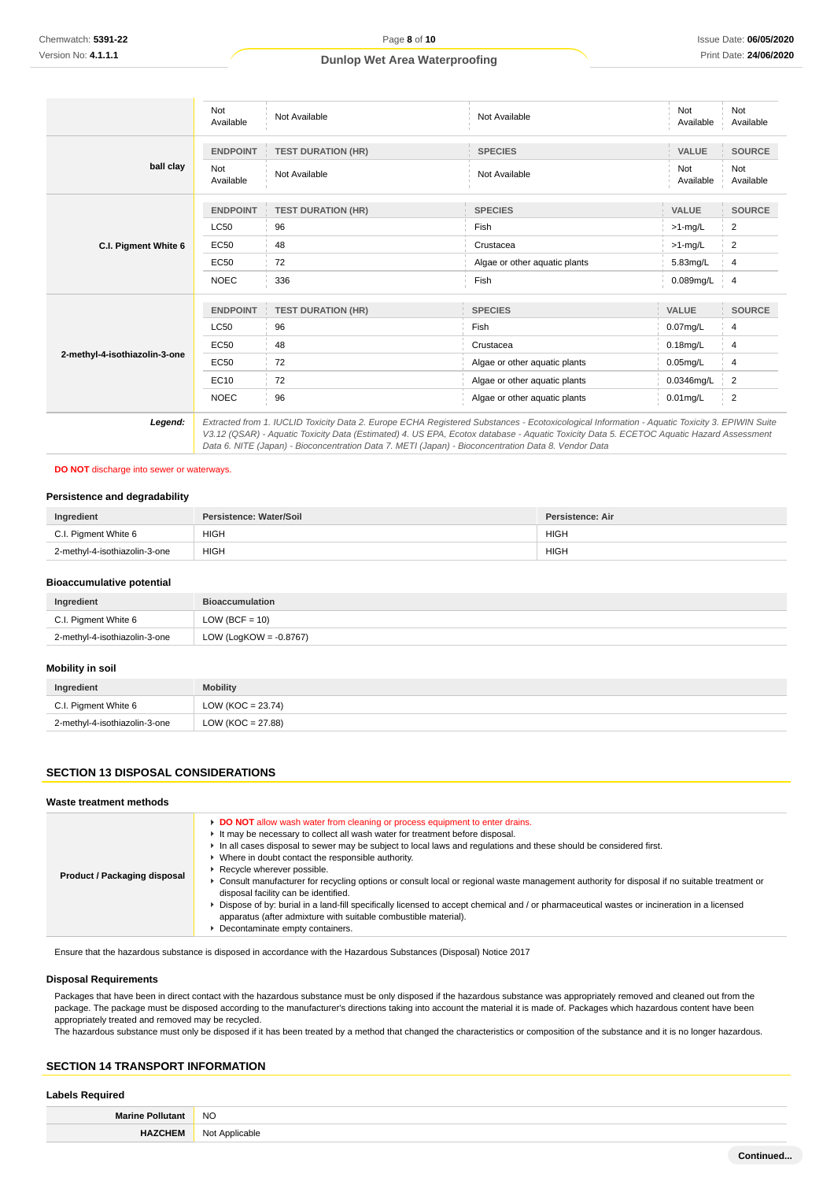| | ENDPOINT | TEST DURATION (HR) | SPECIES | VALUE | SOURCE |
|---|---|---|---|---|---|
| | Not Available | Not Available | Not Available | Not Available | Not Available |
| **ball clay** | **ENDPOINT** | **TEST DURATION (HR)** | **SPECIES** | **VALUE** | **SOURCE** |
| | Not Available | Not Available | Not Available | Not Available | Not Available |
| **C.I. Pigment White 6** | **ENDPOINT** | **TEST DURATION (HR)** | **SPECIES** | **VALUE** | **SOURCE** |
| | LC50 | 96 | Fish | >1-mg/L | 2 |
| | EC50 | 48 | Crustacea | >1-mg/L | 2 |
| | EC50 | 72 | Algae or other aquatic plants | 5.83mg/L | 4 |
| | NOEC | 336 | Fish | 0.089mg/L | 4 |
| **2-methyl-4-isothiazolin-3-one** | **ENDPOINT** | **TEST DURATION (HR)** | **SPECIES** | **VALUE** | **SOURCE** |
| | LC50 | 96 | Fish | 0.07mg/L | 4 |
| | EC50 | 48 | Crustacea | 0.18mg/L | 4 |
| | EC50 | 72 | Algae or other aquatic plants | 0.05mg/L | 4 |
| | EC10 | 72 | Algae or other aquatic plants | 0.0346mg/L | 2 |
| | NOEC | 96 | Algae or other aquatic plants | 0.01mg/L | 2 |
| ***Legend:*** | *Extracted from 1. IUCLID Toxicity Data 2. Europe ECHA Registered Substances - Ecotoxicological Information - Aquatic Toxicity 3. EPIWIN Suite V3.12 (QSAR) - Aquatic Toxicity Data (Estimated) 4. US EPA, Ecotox database - Aquatic Toxicity Data 5. ECETOC Aquatic Hazard Assessment Data 6. NITE (Japan) - Bioconcentration Data 7. METI (Japan) - Bioconcentration Data 8. Vendor Data* | | | | |

**DO NOT** discharge into sewer or waterways.

### Persistence and degradability

| Ingredient | Persistence: Water/Soil | Persistence: Air |
|---|---|---|
| C.I. Pigment White 6 | HIGH | HIGH |
| 2-methyl-4-isothiazolin-3-one | HIGH | HIGH |

### Bioaccumulative potential

| Ingredient | Bioaccumulation |
|---|---|
| C.I. Pigment White 6 | LOW (BCF = 10) |
| 2-methyl-4-isothiazolin-3-one | LOW (LogKOW = -0.8767) |

### Mobility in soil

| Ingredient | Mobility |
|---|---|
| C.I. Pigment White 6 | LOW (KOC = 23.74) |
| 2-methyl-4-isothiazolin-3-one | LOW (KOC = 27.88) |

## SECTION 13 DISPOSAL CONSIDERATIONS

### Waste treatment methods

| | |
|---|---|
| **Product / Packaging disposal** | ▸ **DO NOT** allow wash water from cleaning or process equipment to enter drains.<br>▸ It may be necessary to collect all wash water for treatment before disposal.<br>▸ In all cases disposal to sewer may be subject to local laws and regulations and these should be considered first.<br>▸ Where in doubt contact the responsible authority.<br>▸ Recycle wherever possible.<br>▸ Consult manufacturer for recycling options or consult local or regional waste management authority for disposal if no suitable treatment or disposal facility can be identified.<br>▸ Dispose of by: burial in a land-fill specifically licensed to accept chemical and / or pharmaceutical wastes or incineration in a licensed apparatus (after admixture with suitable combustible material).<br>▸ Decontaminate empty containers. |

Ensure that the hazardous substance is disposed in accordance with the Hazardous Substances (Disposal) Notice 2017

### Disposal Requirements

Packages that have been in direct contact with the hazardous substance must be only disposed if the hazardous substance was appropriately removed and cleaned out from the package. The package must be disposed according to the manufacturer's directions taking into account the material it is made of. Packages which hazardous content have been appropriately treated and removed may be recycled.
The hazardous substance must only be disposed if it has been treated by a method that changed the characteristics or composition of the substance and it is no longer hazardous.

## SECTION 14 TRANSPORT INFORMATION

### Labels Required

| | |
|---|---|
| **Marine Pollutant** | NO |
| **HAZCHEM** | Not Applicable |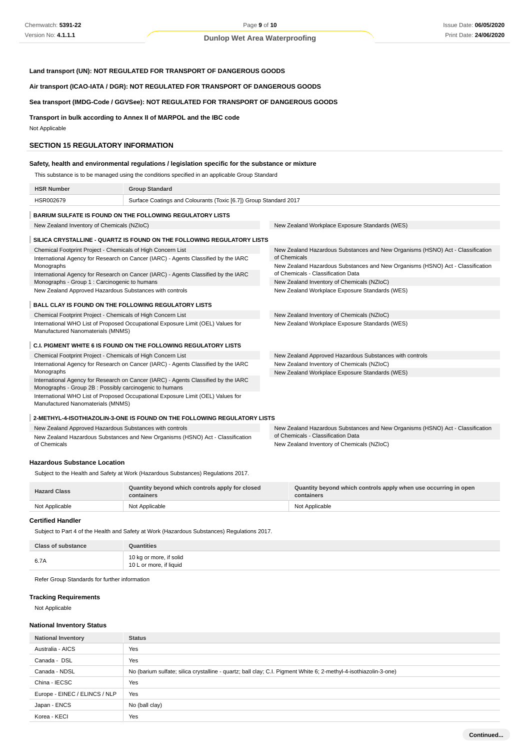**Land transport (UN): NOT REGULATED FOR TRANSPORT OF DANGEROUS GOODS**

**Air transport (ICAO-IATA / DGR): NOT REGULATED FOR TRANSPORT OF DANGEROUS GOODS**

**Sea transport (IMDG-Code / GGVSee): NOT REGULATED FOR TRANSPORT OF DANGEROUS GOODS**

**Transport in bulk according to Annex II of MARPOL and the IBC code**

Not Applicable

## SECTION 15 REGULATORY INFORMATION

### Safety, health and environmental regulations / legislation specific for the substance or mixture

This substance is to be managed using the conditions specified in an applicable Group Standard

| HSR Number | Group Standard |
|---|---|
| HSR002679 | Surface Coatings and Colourants (Toxic [6.7]) Group Standard 2017 |

**BARIUM SULFATE IS FOUND ON THE FOLLOWING REGULATORY LISTS**

- New Zealand Inventory of Chemicals (NZIoC)
- New Zealand Workplace Exposure Standards (WES)

**SILICA CRYSTALLINE - QUARTZ IS FOUND ON THE FOLLOWING REGULATORY LISTS**

- Chemical Footprint Project - Chemicals of High Concern List
- International Agency for Research on Cancer (IARC) - Agents Classified by the IARC Monographs
- International Agency for Research on Cancer (IARC) - Agents Classified by the IARC Monographs - Group 1 : Carcinogenic to humans
- New Zealand Approved Hazardous Substances with controls
- New Zealand Hazardous Substances and New Organisms (HSNO) Act - Classification of Chemicals
- New Zealand Hazardous Substances and New Organisms (HSNO) Act - Classification of Chemicals - Classification Data
- New Zealand Inventory of Chemicals (NZIoC)
- New Zealand Workplace Exposure Standards (WES)

**BALL CLAY IS FOUND ON THE FOLLOWING REGULATORY LISTS**

- Chemical Footprint Project - Chemicals of High Concern List
- International WHO List of Proposed Occupational Exposure Limit (OEL) Values for Manufactured Nanomaterials (MNMS)
- New Zealand Inventory of Chemicals (NZIoC)
- New Zealand Workplace Exposure Standards (WES)

**C.I. PIGMENT WHITE 6 IS FOUND ON THE FOLLOWING REGULATORY LISTS**

- Chemical Footprint Project - Chemicals of High Concern List
- International Agency for Research on Cancer (IARC) - Agents Classified by the IARC Monographs
- International Agency for Research on Cancer (IARC) - Agents Classified by the IARC Monographs - Group 2B : Possibly carcinogenic to humans
- International WHO List of Proposed Occupational Exposure Limit (OEL) Values for Manufactured Nanomaterials (MNMS)
- New Zealand Approved Hazardous Substances with controls
- New Zealand Inventory of Chemicals (NZIoC)
- New Zealand Workplace Exposure Standards (WES)

**2-METHYL-4-ISOTHIAZOLIN-3-ONE IS FOUND ON THE FOLLOWING REGULATORY LISTS**

- New Zealand Approved Hazardous Substances with controls
- New Zealand Hazardous Substances and New Organisms (HSNO) Act - Classification of Chemicals
- New Zealand Hazardous Substances and New Organisms (HSNO) Act - Classification of Chemicals - Classification Data
- New Zealand Inventory of Chemicals (NZIoC)

### Hazardous Substance Location

Subject to the Health and Safety at Work (Hazardous Substances) Regulations 2017.

| Hazard Class | Quantity beyond which controls apply for closed containers | Quantity beyond which controls apply when use occurring in open containers |
|---|---|---|
| Not Applicable | Not Applicable | Not Applicable |

### Certified Handler

Subject to Part 4 of the Health and Safety at Work (Hazardous Substances) Regulations 2017.

| Class of substance | Quantities |
|---|---|
| 6.7A | 10 kg or more, if solid<br>10 L or more, if liquid |

Refer Group Standards for further information

### Tracking Requirements

Not Applicable

### National Inventory Status

| National Inventory | Status |
|---|---|
| Australia - AICS | Yes |
| Canada - DSL | Yes |
| Canada - NDSL | No (barium sulfate; silica crystalline - quartz; ball clay; C.I. Pigment White 6; 2-methyl-4-isothiazolin-3-one) |
| China - IECSC | Yes |
| Europe - EINEC / ELINCS / NLP | Yes |
| Japan - ENCS | No (ball clay) |
| Korea - KECI | Yes |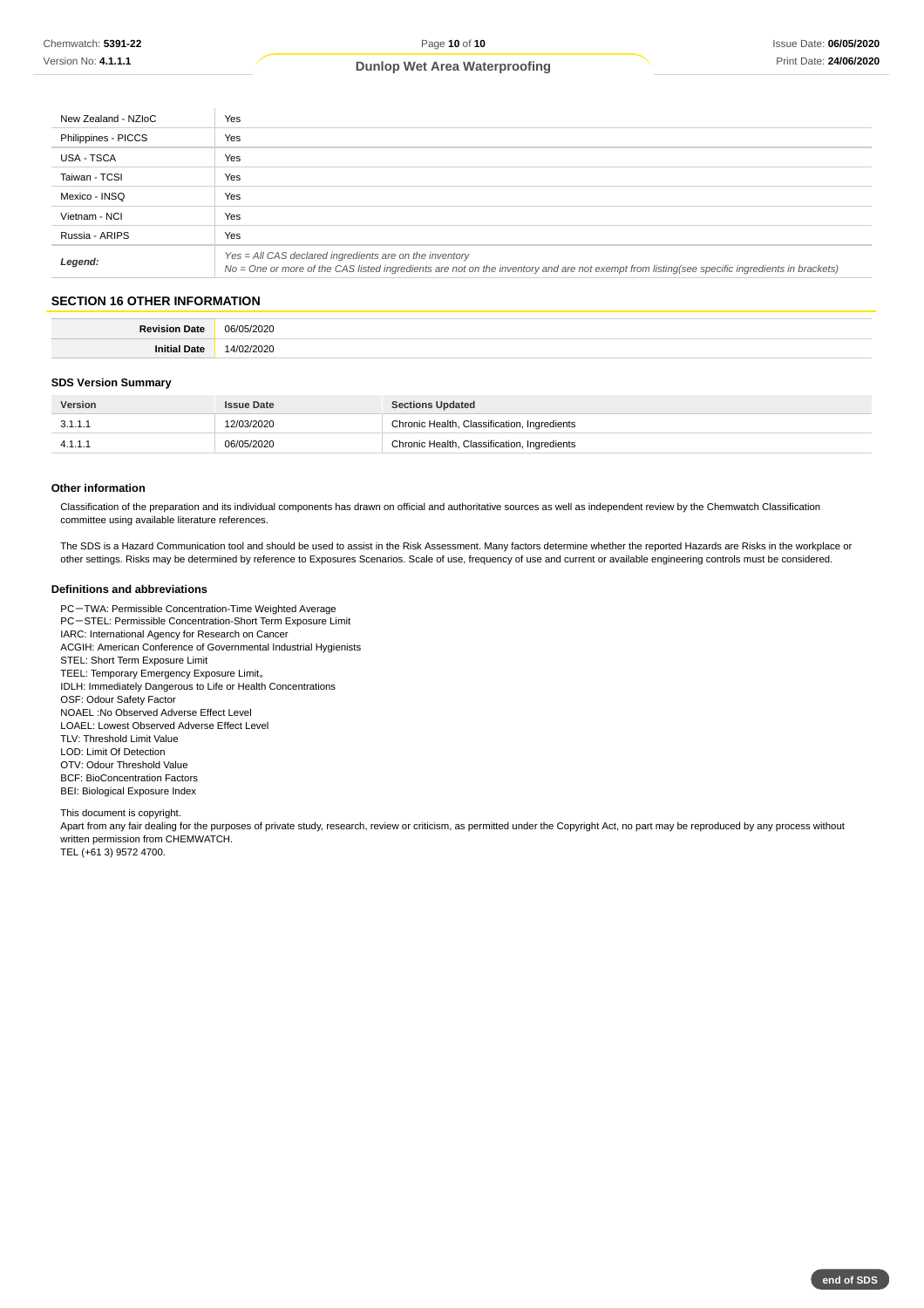| | |
|---|---|
| New Zealand - NZIoC | Yes |
| Philippines - PICCS | Yes |
| USA - TSCA | Yes |
| Taiwan - TCSI | Yes |
| Mexico - INSQ | Yes |
| Vietnam - NCI | Yes |
| Russia - ARIPS | Yes |
| ***Legend:*** | *Yes = All CAS declared ingredients are on the inventory*<br>*No = One or more of the CAS listed ingredients are not on the inventory and are not exempt from listing(see specific ingredients in brackets)* |

## SECTION 16 OTHER INFORMATION

| | |
|---|---|
| **Revision Date** | 06/05/2020 |
| **Initial Date** | 14/02/2020 |

### SDS Version Summary

| Version | Issue Date | Sections Updated |
|---|---|---|
| 3.1.1.1 | 12/03/2020 | Chronic Health, Classification, Ingredients |
| 4.1.1.1 | 06/05/2020 | Chronic Health, Classification, Ingredients |

### Other information

Classification of the preparation and its individual components has drawn on official and authoritative sources as well as independent review by the Chemwatch Classification committee using available literature references.

The SDS is a Hazard Communication tool and should be used to assist in the Risk Assessment. Many factors determine whether the reported Hazards are Risks in the workplace or other settings. Risks may be determined by reference to Exposures Scenarios. Scale of use, frequency of use and current or available engineering controls must be considered.

### Definitions and abbreviations

PC－TWA: Permissible Concentration-Time Weighted Average
PC－STEL: Permissible Concentration-Short Term Exposure Limit
IARC: International Agency for Research on Cancer
ACGIH: American Conference of Governmental Industrial Hygienists
STEL: Short Term Exposure Limit
TEEL: Temporary Emergency Exposure Limit。
IDLH: Immediately Dangerous to Life or Health Concentrations
OSF: Odour Safety Factor
NOAEL :No Observed Adverse Effect Level
LOAEL: Lowest Observed Adverse Effect Level
TLV: Threshold Limit Value
LOD: Limit Of Detection
OTV: Odour Threshold Value
BCF: BioConcentration Factors
BEI: Biological Exposure Index

This document is copyright.
Apart from any fair dealing for the purposes of private study, research, review or criticism, as permitted under the Copyright Act, no part may be reproduced by any process without written permission from CHEMWATCH.
TEL (+61 3) 9572 4700.

end of SDS